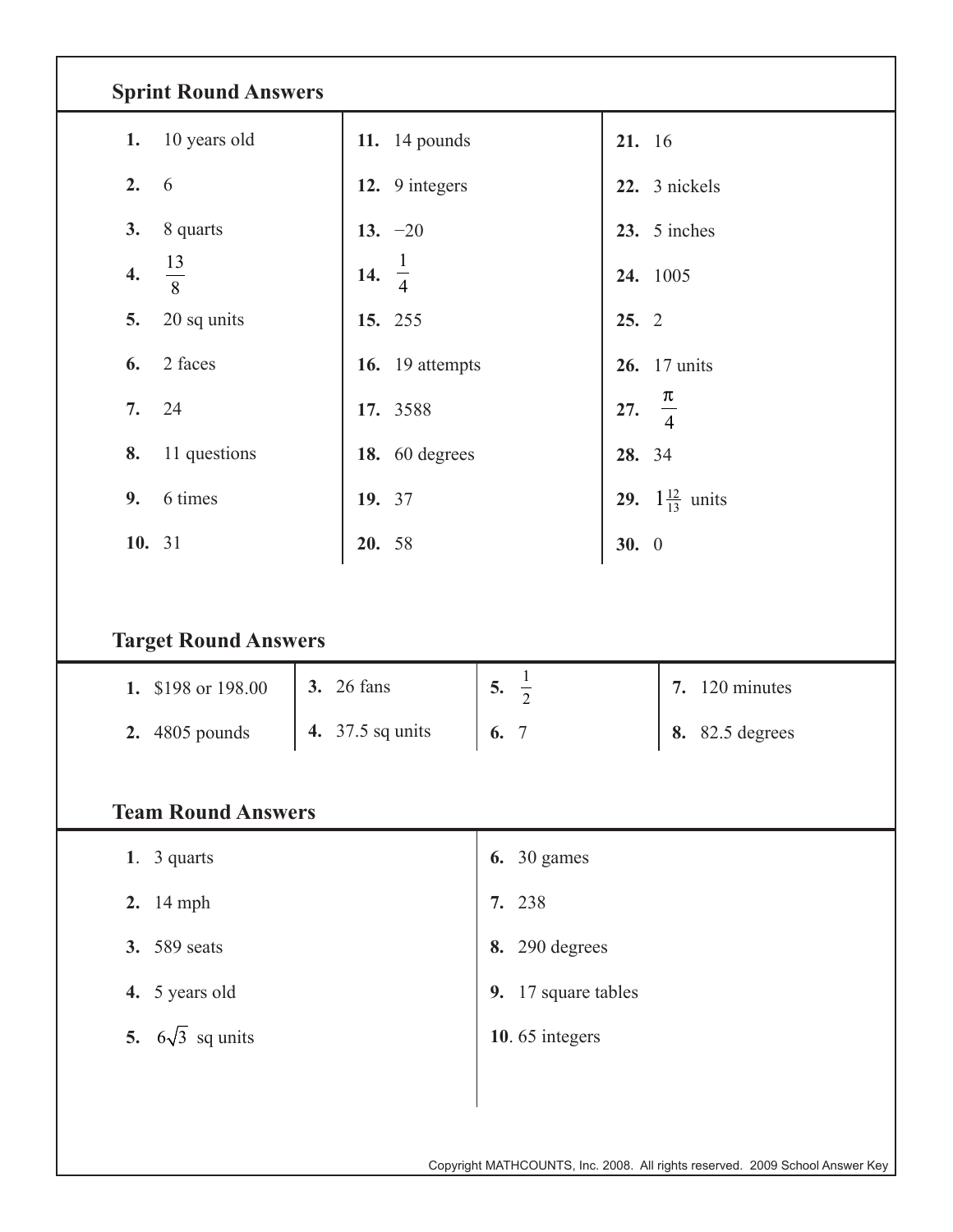## Sprint Round Answers

| | | |
|---|---|---|
| **1.** 10 years old | **11.** 14 pounds | **21.** 16 |
| **2.** 6 | **12.** 9 integers | **22.** 3 nickels |
| **3.** 8 quarts | **13.** −20 | **23.** 5 inches |
| **4.** $\frac{13}{8}$ | **14.** $\frac{1}{4}$ | **24.** 1005 |
| **5.** 20 sq units | **15.** 255 | **25.** 2 |
| **6.** 2 faces | **16.** 19 attempts | **26.** 17 units |
| **7.** 24 | **17.** 3588 | **27.** $\frac{\pi}{4}$ |
| **8.** 11 questions | **18.** 60 degrees | **28.** 34 |
| **9.** 6 times | **19.** 37 | **29.** $1\frac{12}{13}$ units |
| **10.** 31 | **20.** 58 | **30.** 0 |

## Target Round Answers

| | | | |
|---|---|---|---|
| **1.** \$198 or 198.00 | **3.** 26 fans | **5.** $\frac{1}{2}$ | **7.** 120 minutes |
| **2.** 4805 pounds | **4.** 37.5 sq units | **6.** 7 | **8.** 82.5 degrees |

## Team Round Answers

| | |
|---|---|
| **1**. 3 quarts | **6.** 30 games |
| **2.** 14 mph | **7.** 238 |
| **3.** 589 seats | **8.** 290 degrees |
| **4.** 5 years old | **9.** 17 square tables |
| **5.** $6\sqrt{3}$ sq units | **10**. 65 integers |

Copyright MATHCOUNTS, Inc. 2008. All rights reserved. 2009 School Answer Key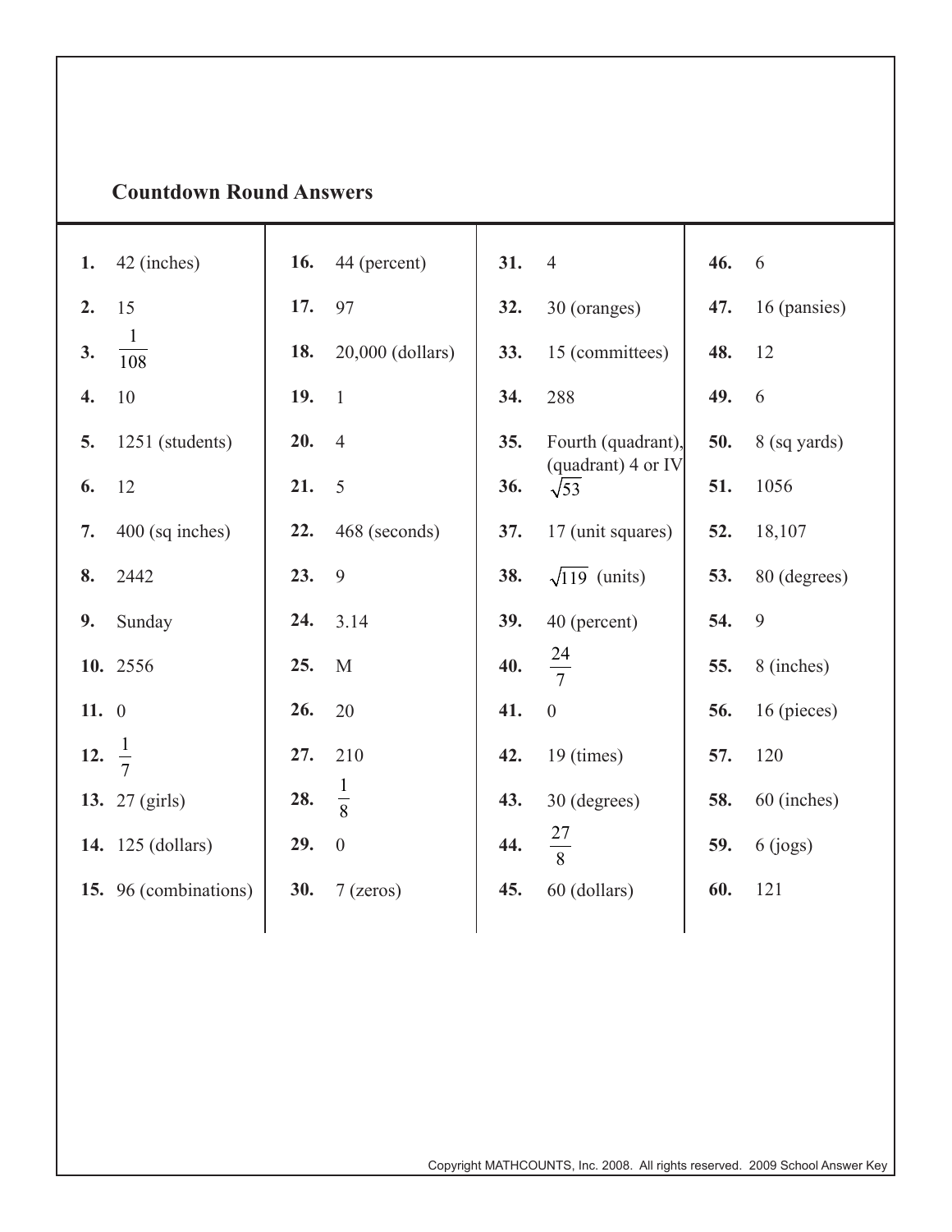## Countdown Round Answers

1. 42 (inches)
2. 15
3. $\frac{1}{108}$
4. 10
5. 1251 (students)
6. 12
7. 400 (sq inches)
8. 2442
9. Sunday
10. 2556
11. 0
12. $\frac{1}{7}$
13. 27 (girls)
14. 125 (dollars)
15. 96 (combinations)
16. 44 (percent)
17. 97
18. 20,000 (dollars)
19. 1
20. 4
21. 5
22. 468 (seconds)
23. 9
24. 3.14
25. M
26. 20
27. 210
28. $\frac{1}{8}$
29. 0
30. 7 (zeros)
31. 4
32. 30 (oranges)
33. 15 (committees)
34. 288
35. Fourth (quadrant), (quadrant) 4 or IV
36. $\sqrt{53}$
37. 17 (unit squares)
38. $\sqrt{119}$ (units)
39. 40 (percent)
40. $\frac{24}{7}$
41. 0
42. 19 (times)
43. 30 (degrees)
44. $\frac{27}{8}$
45. 60 (dollars)
46. 6
47. 16 (pansies)
48. 12
49. 6
50. 8 (sq yards)
51. 1056
52. 18,107
53. 80 (degrees)
54. 9
55. 8 (inches)
56. 16 (pieces)
57. 120
58. 60 (inches)
59. 6 (jogs)
60. 121

Copyright MATHCOUNTS, Inc. 2008. All rights reserved. 2009 School Answer Key